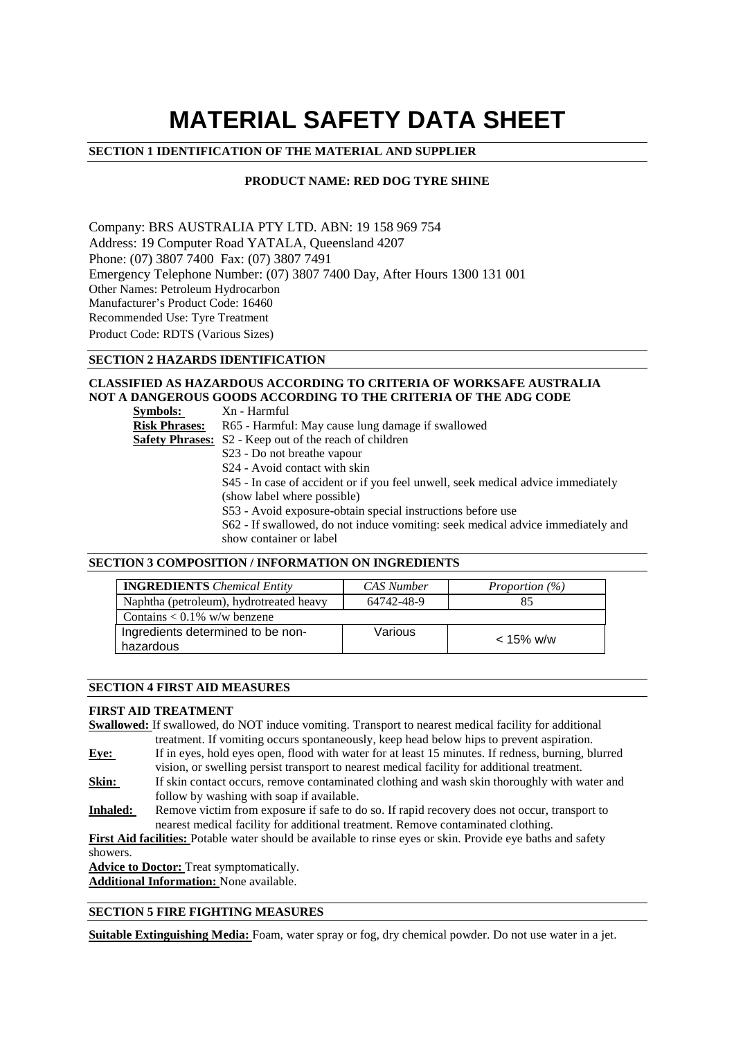# MATERIAL SAFETY DATA SHEET

## SECTION 1 IDENTIFICATION OF THE MATERIAL AND SUPPLIER

**PRODUCT NAME: RED DOG TYRE SHINE**

Company: BRS AUSTRALIA PTY LTD. ABN: 19 158 969 754
Address: 19 Computer Road YATALA, Queensland 4207
Phone: (07) 3807 7400 Fax: (07) 3807 7491
Emergency Telephone Number: (07) 3807 7400 Day, After Hours 1300 131 001
Other Names: Petroleum Hydrocarbon
Manufacturer's Product Code: 16460
Recommended Use: Tyre Treatment
Product Code: RDTS (Various Sizes)

## SECTION 2 HAZARDS IDENTIFICATION

**CLASSIFIED AS HAZARDOUS ACCORDING TO CRITERIA OF WORKSAFE AUSTRALIA**
**NOT A DANGEROUS GOODS ACCORDING TO THE CRITERIA OF THE ADG CODE**

**Symbols:** Xn - Harmful

**Risk Phrases:** R65 - Harmful: May cause lung damage if swallowed

**Safety Phrases:** S2 - Keep out of the reach of children
S23 - Do not breathe vapour
S24 - Avoid contact with skin
S45 - In case of accident or if you feel unwell, seek medical advice immediately (show label where possible)
S53 - Avoid exposure-obtain special instructions before use
S62 - If swallowed, do not induce vomiting: seek medical advice immediately and show container or label

## SECTION 3 COMPOSITION / INFORMATION ON INGREDIENTS

| **INGREDIENTS** *Chemical Entity* | *CAS Number* | *Proportion (%)* |
|---|---|---|
| Naphtha (petroleum), hydrotreated heavy | 64742-48-9 | 85 |
| Contains < 0.1% w/w benzene | | |
| Ingredients determined to be non-hazardous | Various | < 15% w/w |

## SECTION 4 FIRST AID MEASURES

**FIRST AID TREATMENT**

**Swallowed:** If swallowed, do NOT induce vomiting. Transport to nearest medical facility for additional treatment. If vomiting occurs spontaneously, keep head below hips to prevent aspiration.

**Eye:** If in eyes, hold eyes open, flood with water for at least 15 minutes. If redness, burning, blurred vision, or swelling persist transport to nearest medical facility for additional treatment.

**Skin:** If skin contact occurs, remove contaminated clothing and wash skin thoroughly with water and follow by washing with soap if available.

**Inhaled:** Remove victim from exposure if safe to do so. If rapid recovery does not occur, transport to nearest medical facility for additional treatment. Remove contaminated clothing.

**First Aid facilities:** Potable water should be available to rinse eyes or skin. Provide eye baths and safety showers.

**Advice to Doctor:** Treat symptomatically.

**Additional Information:** None available.

## SECTION 5 FIRE FIGHTING MEASURES

**Suitable Extinguishing Media:** Foam, water spray or fog, dry chemical powder. Do not use water in a jet.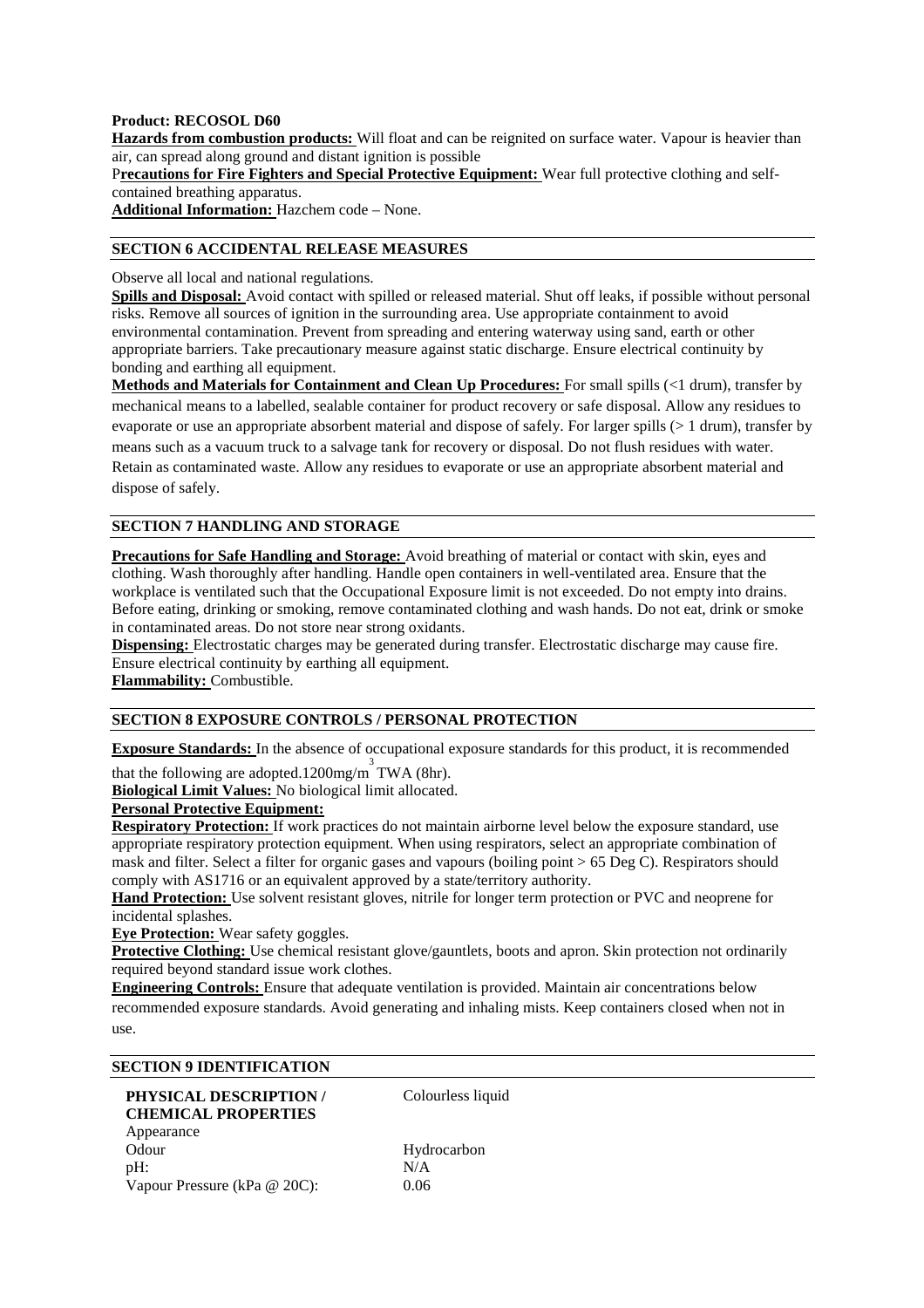**Product: RECOSOL D60**

**Hazards from combustion products:** Will float and can be reignited on surface water. Vapour is heavier than air, can spread along ground and distant ignition is possible

**Precautions for Fire Fighters and Special Protective Equipment:** Wear full protective clothing and self-contained breathing apparatus.

**Additional Information:** Hazchem code – None.

## SECTION 6 ACCIDENTAL RELEASE MEASURES

Observe all local and national regulations.

**Spills and Disposal:** Avoid contact with spilled or released material. Shut off leaks, if possible without personal risks. Remove all sources of ignition in the surrounding area. Use appropriate containment to avoid environmental contamination. Prevent from spreading and entering waterway using sand, earth or other appropriate barriers. Take precautionary measure against static discharge. Ensure electrical continuity by bonding and earthing all equipment.

**Methods and Materials for Containment and Clean Up Procedures:** For small spills (<1 drum), transfer by mechanical means to a labelled, sealable container for product recovery or safe disposal. Allow any residues to evaporate or use an appropriate absorbent material and dispose of safely. For larger spills (> 1 drum), transfer by means such as a vacuum truck to a salvage tank for recovery or disposal. Do not flush residues with water. Retain as contaminated waste. Allow any residues to evaporate or use an appropriate absorbent material and dispose of safely.

## SECTION 7 HANDLING AND STORAGE

**Precautions for Safe Handling and Storage:** Avoid breathing of material or contact with skin, eyes and clothing. Wash thoroughly after handling. Handle open containers in well-ventilated area. Ensure that the workplace is ventilated such that the Occupational Exposure limit is not exceeded. Do not empty into drains. Before eating, drinking or smoking, remove contaminated clothing and wash hands. Do not eat, drink or smoke in contaminated areas. Do not store near strong oxidants.

**Dispensing:** Electrostatic charges may be generated during transfer. Electrostatic discharge may cause fire. Ensure electrical continuity by earthing all equipment.

**Flammability:** Combustible.

## SECTION 8 EXPOSURE CONTROLS / PERSONAL PROTECTION

**Exposure Standards:** In the absence of occupational exposure standards for this product, it is recommended that the following are adopted.1200mg/m$^3$ TWA (8hr).

**Biological Limit Values:** No biological limit allocated.

**Personal Protective Equipment:**

**Respiratory Protection:** If work practices do not maintain airborne level below the exposure standard, use appropriate respiratory protection equipment. When using respirators, select an appropriate combination of mask and filter. Select a filter for organic gases and vapours (boiling point > 65 Deg C). Respirators should comply with AS1716 or an equivalent approved by a state/territory authority.

**Hand Protection:** Use solvent resistant gloves, nitrile for longer term protection or PVC and neoprene for incidental splashes.

**Eye Protection:** Wear safety goggles.

**Protective Clothing:** Use chemical resistant glove/gauntlets, boots and apron. Skin protection not ordinarily required beyond standard issue work clothes.

**Engineering Controls:** Ensure that adequate ventilation is provided. Maintain air concentrations below recommended exposure standards. Avoid generating and inhaling mists. Keep containers closed when not in use.

## SECTION 9 IDENTIFICATION

| **PHYSICAL DESCRIPTION / CHEMICAL PROPERTIES** | |
|---|---|
| Appearance | Colourless liquid |
| Odour | Hydrocarbon |
| pH: | N/A |
| Vapour Pressure (kPa @ 20C): | 0.06 |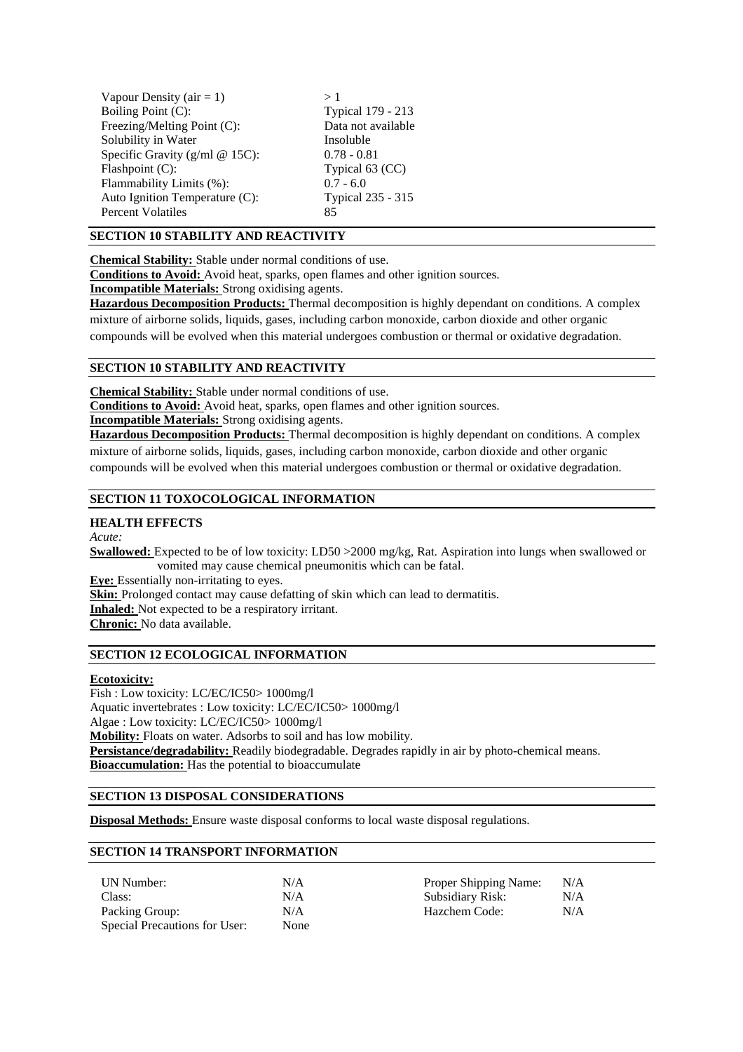| | |
|---|---|
| Vapour Density (air = 1) | > 1 |
| Boiling Point (C): | Typical 179 - 213 |
| Freezing/Melting Point (C): | Data not available |
| Solubility in Water | Insoluble |
| Specific Gravity (g/ml @ 15C): | 0.78 - 0.81 |
| Flashpoint (C): | Typical 63 (CC) |
| Flammability Limits (%): | 0.7 - 6.0 |
| Auto Ignition Temperature (C): | Typical 235 - 315 |
| Percent Volatiles | 85 |

## SECTION 10 STABILITY AND REACTIVITY

**Chemical Stability:** Stable under normal conditions of use.

**Conditions to Avoid:** Avoid heat, sparks, open flames and other ignition sources.

**Incompatible Materials:** Strong oxidising agents.

**Hazardous Decomposition Products:** Thermal decomposition is highly dependant on conditions. A complex mixture of airborne solids, liquids, gases, including carbon monoxide, carbon dioxide and other organic compounds will be evolved when this material undergoes combustion or thermal or oxidative degradation.

## SECTION 10 STABILITY AND REACTIVITY

**Chemical Stability:** Stable under normal conditions of use.

**Conditions to Avoid:** Avoid heat, sparks, open flames and other ignition sources.

**Incompatible Materials:** Strong oxidising agents.

**Hazardous Decomposition Products:** Thermal decomposition is highly dependant on conditions. A complex mixture of airborne solids, liquids, gases, including carbon monoxide, carbon dioxide and other organic compounds will be evolved when this material undergoes combustion or thermal or oxidative degradation.

## SECTION 11 TOXOCOLOGICAL INFORMATION

### HEALTH EFFECTS

*Acute:*

**Swallowed:** Expected to be of low toxicity: LD50 >2000 mg/kg, Rat. Aspiration into lungs when swallowed or vomited may cause chemical pneumonitis which can be fatal.

**Eye:** Essentially non-irritating to eyes.

**Skin:** Prolonged contact may cause defatting of skin which can lead to dermatitis.

**Inhaled:** Not expected to be a respiratory irritant.

**Chronic:** No data available.

## SECTION 12 ECOLOGICAL INFORMATION

**Ecotoxicity:**

Fish : Low toxicity: LC/EC/IC50> 1000mg/l
Aquatic invertebrates : Low toxicity: LC/EC/IC50> 1000mg/l
Algae : Low toxicity: LC/EC/IC50> 1000mg/l

**Mobility:** Floats on water. Adsorbs to soil and has low mobility.

**Persistance/degradability:** Readily biodegradable. Degrades rapidly in air by photo-chemical means.

**Bioaccumulation:** Has the potential to bioaccumulate

## SECTION 13 DISPOSAL CONSIDERATIONS

**Disposal Methods:** Ensure waste disposal conforms to local waste disposal regulations.

## SECTION 14 TRANSPORT INFORMATION

| | | | |
|---|---|---|---|
| UN Number: | N/A | Proper Shipping Name: | N/A |
| Class: | N/A | Subsidiary Risk: | N/A |
| Packing Group: | N/A | Hazchem Code: | N/A |
| Special Precautions for User: | None | | |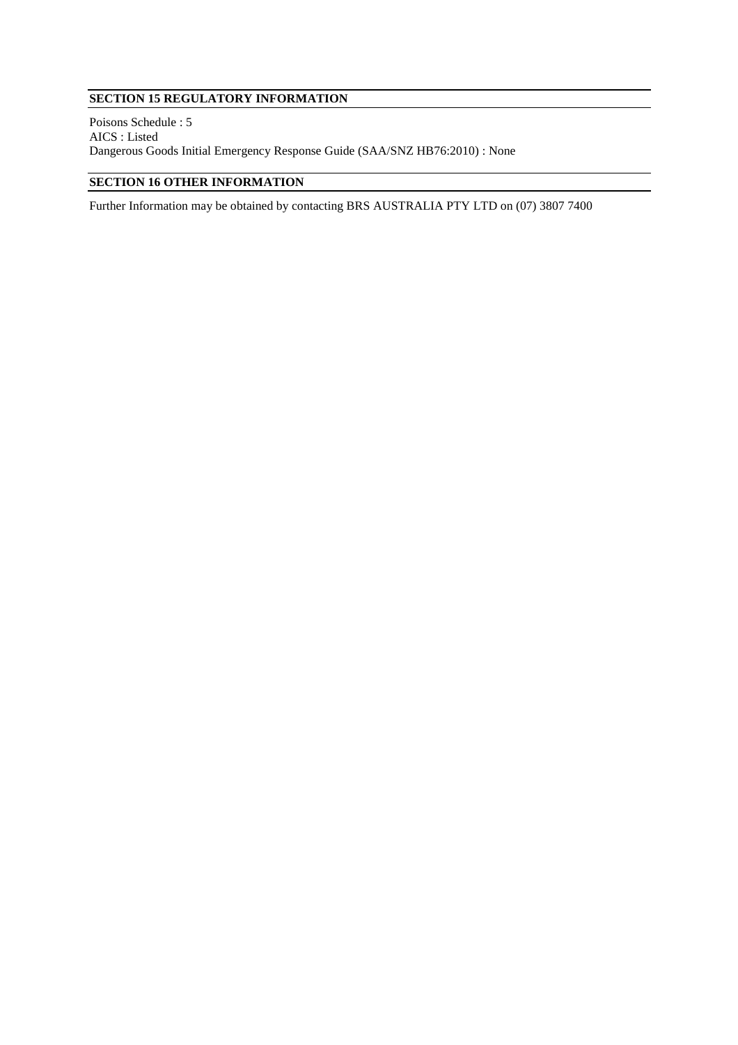## SECTION 15 REGULATORY INFORMATION

Poisons Schedule : 5
AICS : Listed
Dangerous Goods Initial Emergency Response Guide (SAA/SNZ HB76:2010) : None

## SECTION 16 OTHER INFORMATION

Further Information may be obtained by contacting BRS AUSTRALIA PTY LTD on (07) 3807 7400